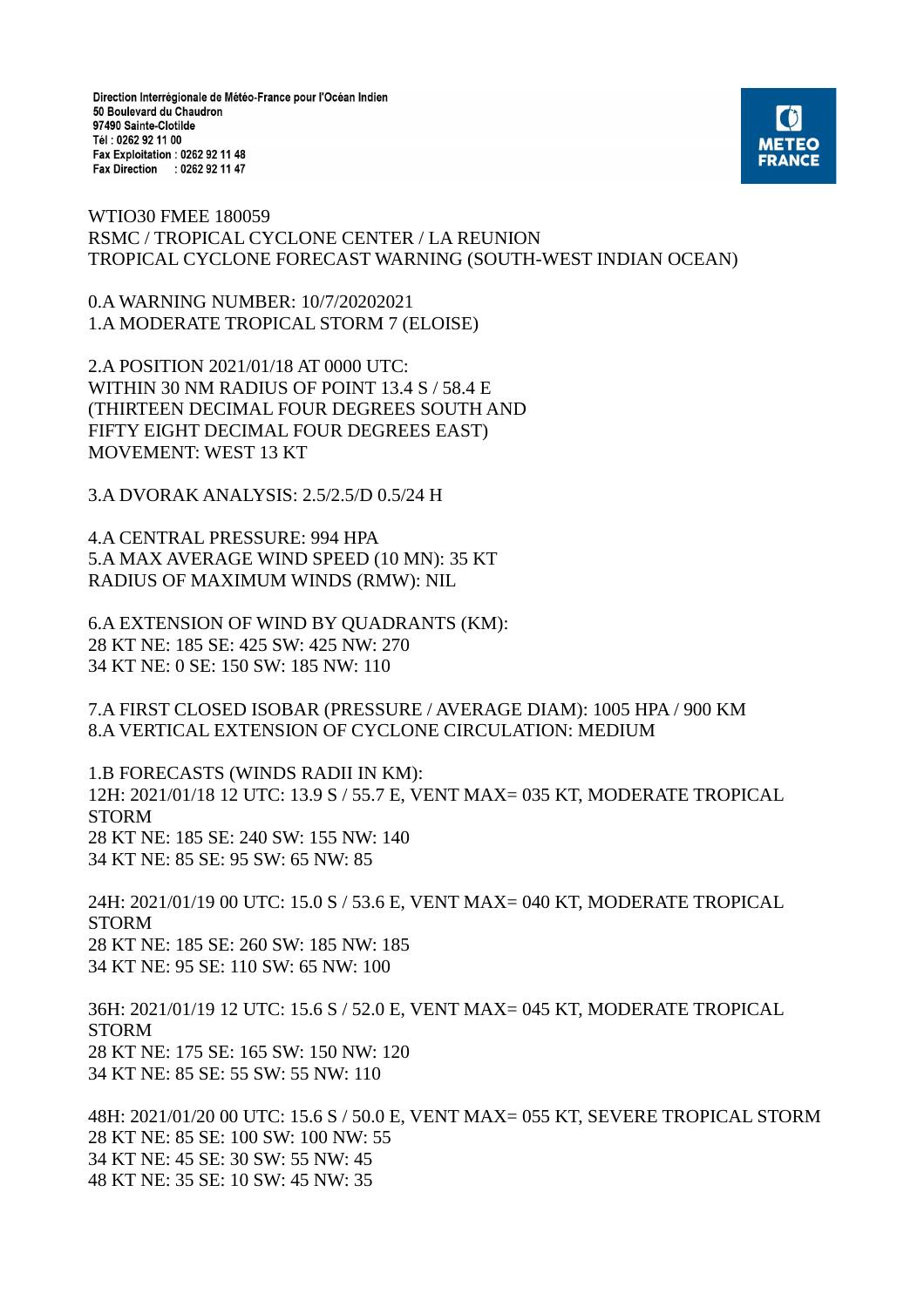Direction Interrégionale de Météo-France pour l'Océan Indien
50 Boulevard du Chaudron
97490 Sainte-Clotilde
Tél : 0262 92 11 00
Fax Exploitation : 0262 92 11 48
Fax Direction : 0262 92 11 47

METEO FRANCE

WTIO30 FMEE 180059
RSMC / TROPICAL CYCLONE CENTER / LA REUNION
TROPICAL CYCLONE FORECAST WARNING (SOUTH-WEST INDIAN OCEAN)

0.A WARNING NUMBER: 10/7/20202021
1.A MODERATE TROPICAL STORM 7 (ELOISE)

2.A POSITION 2021/01/18 AT 0000 UTC:
WITHIN 30 NM RADIUS OF POINT 13.4 S / 58.4 E
(THIRTEEN DECIMAL FOUR DEGREES SOUTH AND
FIFTY EIGHT DECIMAL FOUR DEGREES EAST)
MOVEMENT: WEST 13 KT

3.A DVORAK ANALYSIS: 2.5/2.5/D 0.5/24 H

4.A CENTRAL PRESSURE: 994 HPA
5.A MAX AVERAGE WIND SPEED (10 MN): 35 KT
RADIUS OF MAXIMUM WINDS (RMW): NIL

6.A EXTENSION OF WIND BY QUADRANTS (KM):
28 KT NE: 185 SE: 425 SW: 425 NW: 270
34 KT NE: 0 SE: 150 SW: 185 NW: 110

7.A FIRST CLOSED ISOBAR (PRESSURE / AVERAGE DIAM): 1005 HPA / 900 KM
8.A VERTICAL EXTENSION OF CYCLONE CIRCULATION: MEDIUM

1.B FORECASTS (WINDS RADII IN KM):
12H: 2021/01/18 12 UTC: 13.9 S / 55.7 E, VENT MAX= 035 KT, MODERATE TROPICAL STORM
28 KT NE: 185 SE: 240 SW: 155 NW: 140
34 KT NE: 85 SE: 95 SW: 65 NW: 85

24H: 2021/01/19 00 UTC: 15.0 S / 53.6 E, VENT MAX= 040 KT, MODERATE TROPICAL STORM
28 KT NE: 185 SE: 260 SW: 185 NW: 185
34 KT NE: 95 SE: 110 SW: 65 NW: 100

36H: 2021/01/19 12 UTC: 15.6 S / 52.0 E, VENT MAX= 045 KT, MODERATE TROPICAL STORM
28 KT NE: 175 SE: 165 SW: 150 NW: 120
34 KT NE: 85 SE: 55 SW: 55 NW: 110

48H: 2021/01/20 00 UTC: 15.6 S / 50.0 E, VENT MAX= 055 KT, SEVERE TROPICAL STORM
28 KT NE: 85 SE: 100 SW: 100 NW: 55
34 KT NE: 45 SE: 30 SW: 55 NW: 45
48 KT NE: 35 SE: 10 SW: 45 NW: 35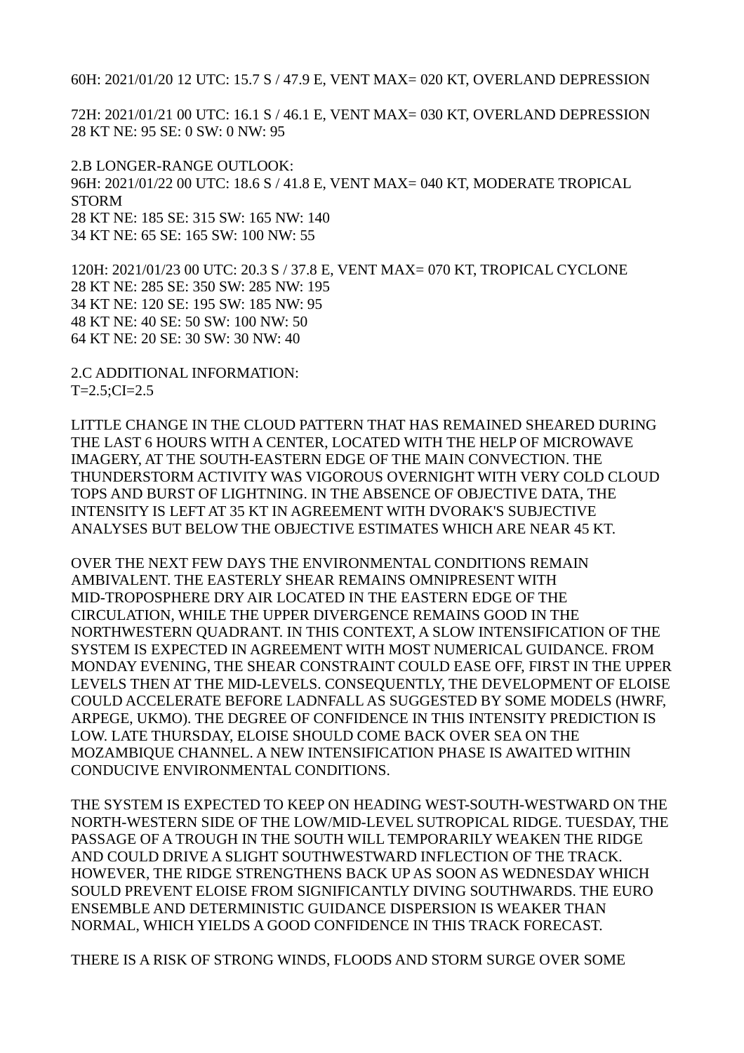60H: 2021/01/20 12 UTC: 15.7 S / 47.9 E, VENT MAX= 020 KT, OVERLAND DEPRESSION

72H: 2021/01/21 00 UTC: 16.1 S / 46.1 E, VENT MAX= 030 KT, OVERLAND DEPRESSION
28 KT NE: 95 SE: 0 SW: 0 NW: 95

2.B LONGER-RANGE OUTLOOK:
96H: 2021/01/22 00 UTC: 18.6 S / 41.8 E, VENT MAX= 040 KT, MODERATE TROPICAL STORM
28 KT NE: 185 SE: 315 SW: 165 NW: 140
34 KT NE: 65 SE: 165 SW: 100 NW: 55

120H: 2021/01/23 00 UTC: 20.3 S / 37.8 E, VENT MAX= 070 KT, TROPICAL CYCLONE
28 KT NE: 285 SE: 350 SW: 285 NW: 195
34 KT NE: 120 SE: 195 SW: 185 NW: 95
48 KT NE: 40 SE: 50 SW: 100 NW: 50
64 KT NE: 20 SE: 30 SW: 30 NW: 40

2.C ADDITIONAL INFORMATION:
T=2.5;CI=2.5

LITTLE CHANGE IN THE CLOUD PATTERN THAT HAS REMAINED SHEARED DURING THE LAST 6 HOURS WITH A CENTER, LOCATED WITH THE HELP OF MICROWAVE IMAGERY, AT THE SOUTH-EASTERN EDGE OF THE MAIN CONVECTION. THE THUNDERSTORM ACTIVITY WAS VIGOROUS OVERNIGHT WITH VERY COLD CLOUD TOPS AND BURST OF LIGHTNING. IN THE ABSENCE OF OBJECTIVE DATA, THE INTENSITY IS LEFT AT 35 KT IN AGREEMENT WITH DVORAK'S SUBJECTIVE ANALYSES BUT BELOW THE OBJECTIVE ESTIMATES WHICH ARE NEAR 45 KT.

OVER THE NEXT FEW DAYS THE ENVIRONMENTAL CONDITIONS REMAIN AMBIVALENT. THE EASTERLY SHEAR REMAINS OMNIPRESENT WITH MID-TROPOSPHERE DRY AIR LOCATED IN THE EASTERN EDGE OF THE CIRCULATION, WHILE THE UPPER DIVERGENCE REMAINS GOOD IN THE NORTHWESTERN QUADRANT. IN THIS CONTEXT, A SLOW INTENSIFICATION OF THE SYSTEM IS EXPECTED IN AGREEMENT WITH MOST NUMERICAL GUIDANCE. FROM MONDAY EVENING, THE SHEAR CONSTRAINT COULD EASE OFF, FIRST IN THE UPPER LEVELS THEN AT THE MID-LEVELS. CONSEQUENTLY, THE DEVELOPMENT OF ELOISE COULD ACCELERATE BEFORE LADNFALL AS SUGGESTED BY SOME MODELS (HWRF, ARPEGE, UKMO). THE DEGREE OF CONFIDENCE IN THIS INTENSITY PREDICTION IS LOW. LATE THURSDAY, ELOISE SHOULD COME BACK OVER SEA ON THE MOZAMBIQUE CHANNEL. A NEW INTENSIFICATION PHASE IS AWAITED WITHIN CONDUCIVE ENVIRONMENTAL CONDITIONS.

THE SYSTEM IS EXPECTED TO KEEP ON HEADING WEST-SOUTH-WESTWARD ON THE NORTH-WESTERN SIDE OF THE LOW/MID-LEVEL SUTROPICAL RIDGE. TUESDAY, THE PASSAGE OF A TROUGH IN THE SOUTH WILL TEMPORARILY WEAKEN THE RIDGE AND COULD DRIVE A SLIGHT SOUTHWESTWARD INFLECTION OF THE TRACK. HOWEVER, THE RIDGE STRENGTHENS BACK UP AS SOON AS WEDNESDAY WHICH SOULD PREVENT ELOISE FROM SIGNIFICANTLY DIVING SOUTHWARDS. THE EURO ENSEMBLE AND DETERMINISTIC GUIDANCE DISPERSION IS WEAKER THAN NORMAL, WHICH YIELDS A GOOD CONFIDENCE IN THIS TRACK FORECAST.

THERE IS A RISK OF STRONG WINDS, FLOODS AND STORM SURGE OVER SOME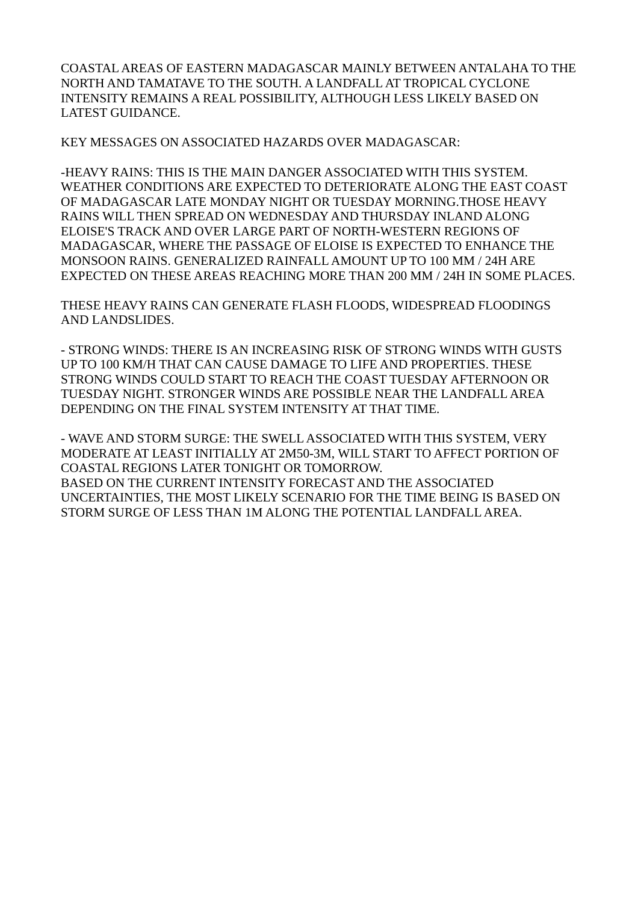COASTAL AREAS OF EASTERN MADAGASCAR MAINLY BETWEEN ANTALAHA TO THE NORTH AND TAMATAVE TO THE SOUTH. A LANDFALL AT TROPICAL CYCLONE INTENSITY REMAINS A REAL POSSIBILITY, ALTHOUGH LESS LIKELY BASED ON LATEST GUIDANCE.

KEY MESSAGES ON ASSOCIATED HAZARDS OVER MADAGASCAR:

-HEAVY RAINS: THIS IS THE MAIN DANGER ASSOCIATED WITH THIS SYSTEM. WEATHER CONDITIONS ARE EXPECTED TO DETERIORATE ALONG THE EAST COAST OF MADAGASCAR LATE MONDAY NIGHT OR TUESDAY MORNING.THOSE HEAVY RAINS WILL THEN SPREAD ON WEDNESDAY AND THURSDAY INLAND ALONG ELOISE'S TRACK AND OVER LARGE PART OF NORTH-WESTERN REGIONS OF MADAGASCAR, WHERE THE PASSAGE OF ELOISE IS EXPECTED TO ENHANCE THE MONSOON RAINS. GENERALIZED RAINFALL AMOUNT UP TO 100 MM / 24H ARE EXPECTED ON THESE AREAS REACHING MORE THAN 200 MM / 24H IN SOME PLACES.

THESE HEAVY RAINS CAN GENERATE FLASH FLOODS, WIDESPREAD FLOODINGS AND LANDSLIDES.

- STRONG WINDS: THERE IS AN INCREASING RISK OF STRONG WINDS WITH GUSTS UP TO 100 KM/H THAT CAN CAUSE DAMAGE TO LIFE AND PROPERTIES. THESE STRONG WINDS COULD START TO REACH THE COAST TUESDAY AFTERNOON OR TUESDAY NIGHT. STRONGER WINDS ARE POSSIBLE NEAR THE LANDFALL AREA DEPENDING ON THE FINAL SYSTEM INTENSITY AT THAT TIME.

- WAVE AND STORM SURGE: THE SWELL ASSOCIATED WITH THIS SYSTEM, VERY MODERATE AT LEAST INITIALLY AT 2M50-3M, WILL START TO AFFECT PORTION OF COASTAL REGIONS LATER TONIGHT OR TOMORROW.
BASED ON THE CURRENT INTENSITY FORECAST AND THE ASSOCIATED UNCERTAINTIES, THE MOST LIKELY SCENARIO FOR THE TIME BEING IS BASED ON STORM SURGE OF LESS THAN 1M ALONG THE POTENTIAL LANDFALL AREA.